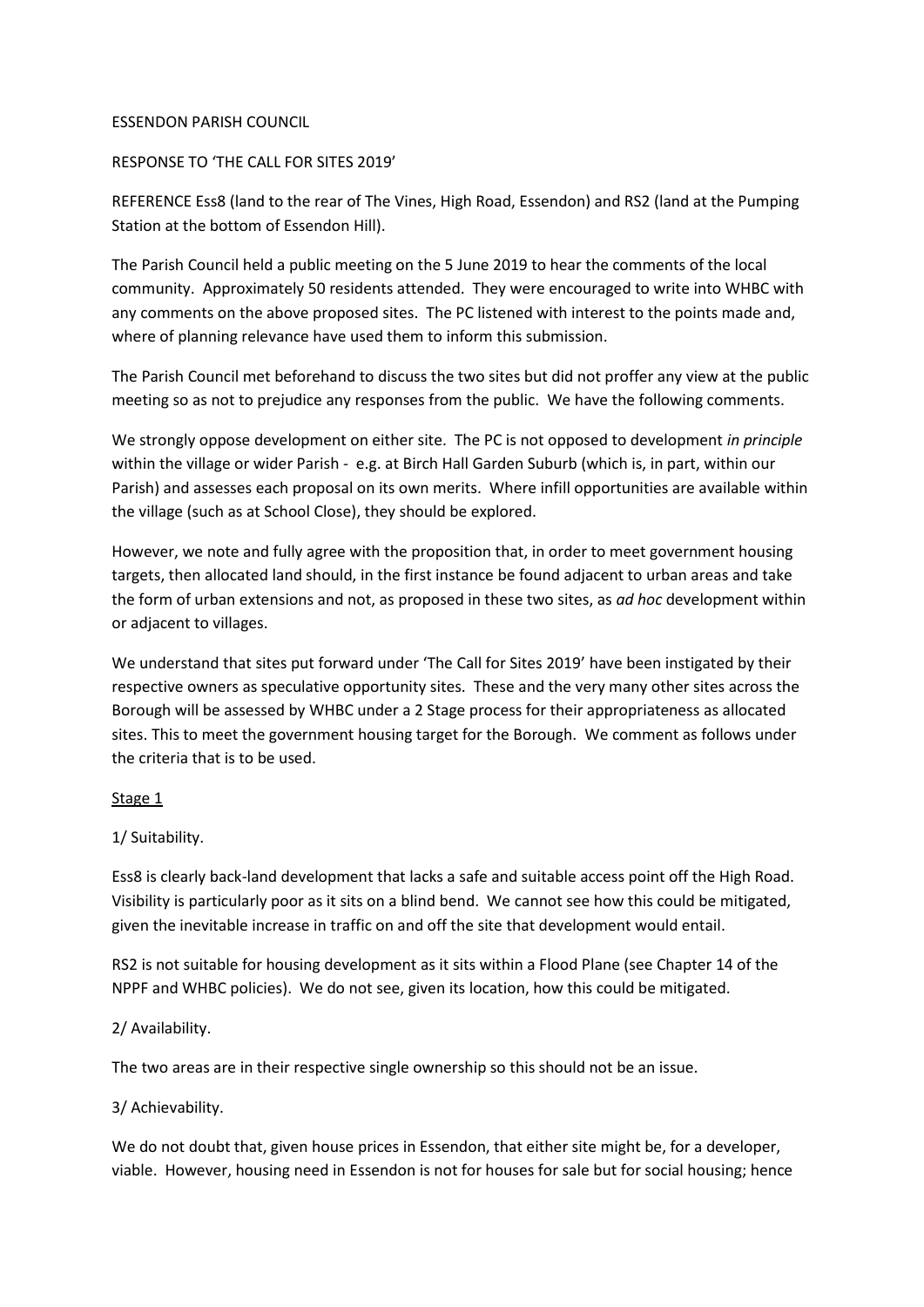ESSENDON PARISH COUNCIL

RESPONSE TO 'THE CALL FOR SITES 2019'

REFERENCE Ess8 (land to the rear of The Vines, High Road, Essendon) and RS2 (land at the Pumping Station at the bottom of Essendon Hill).

The Parish Council held a public meeting on the 5 June 2019 to hear the comments of the local community. Approximately 50 residents attended. They were encouraged to write into WHBC with any comments on the above proposed sites. The PC listened with interest to the points made and, where of planning relevance have used them to inform this submission.

The Parish Council met beforehand to discuss the two sites but did not proffer any view at the public meeting so as not to prejudice any responses from the public. We have the following comments.

We strongly oppose development on either site. The PC is not opposed to development *in principle* within the village or wider Parish - e.g. at Birch Hall Garden Suburb (which is, in part, within our Parish) and assesses each proposal on its own merits. Where infill opportunities are available within the village (such as at School Close), they should be explored.

However, we note and fully agree with the proposition that, in order to meet government housing targets, then allocated land should, in the first instance be found adjacent to urban areas and take the form of urban extensions and not, as proposed in these two sites, as *ad hoc* development within or adjacent to villages.

We understand that sites put forward under 'The Call for Sites 2019' have been instigated by their respective owners as speculative opportunity sites. These and the very many other sites across the Borough will be assessed by WHBC under a 2 Stage process for their appropriateness as allocated sites. This to meet the government housing target for the Borough. We comment as follows under the criteria that is to be used.

<u>Stage 1</u>

1/ Suitability.

Ess8 is clearly back-land development that lacks a safe and suitable access point off the High Road. Visibility is particularly poor as it sits on a blind bend. We cannot see how this could be mitigated, given the inevitable increase in traffic on and off the site that development would entail.

RS2 is not suitable for housing development as it sits within a Flood Plane (see Chapter 14 of the NPPF and WHBC policies). We do not see, given its location, how this could be mitigated.

2/ Availability.

The two areas are in their respective single ownership so this should not be an issue.

3/ Achievability.

We do not doubt that, given house prices in Essendon, that either site might be, for a developer, viable. However, housing need in Essendon is not for houses for sale but for social housing; hence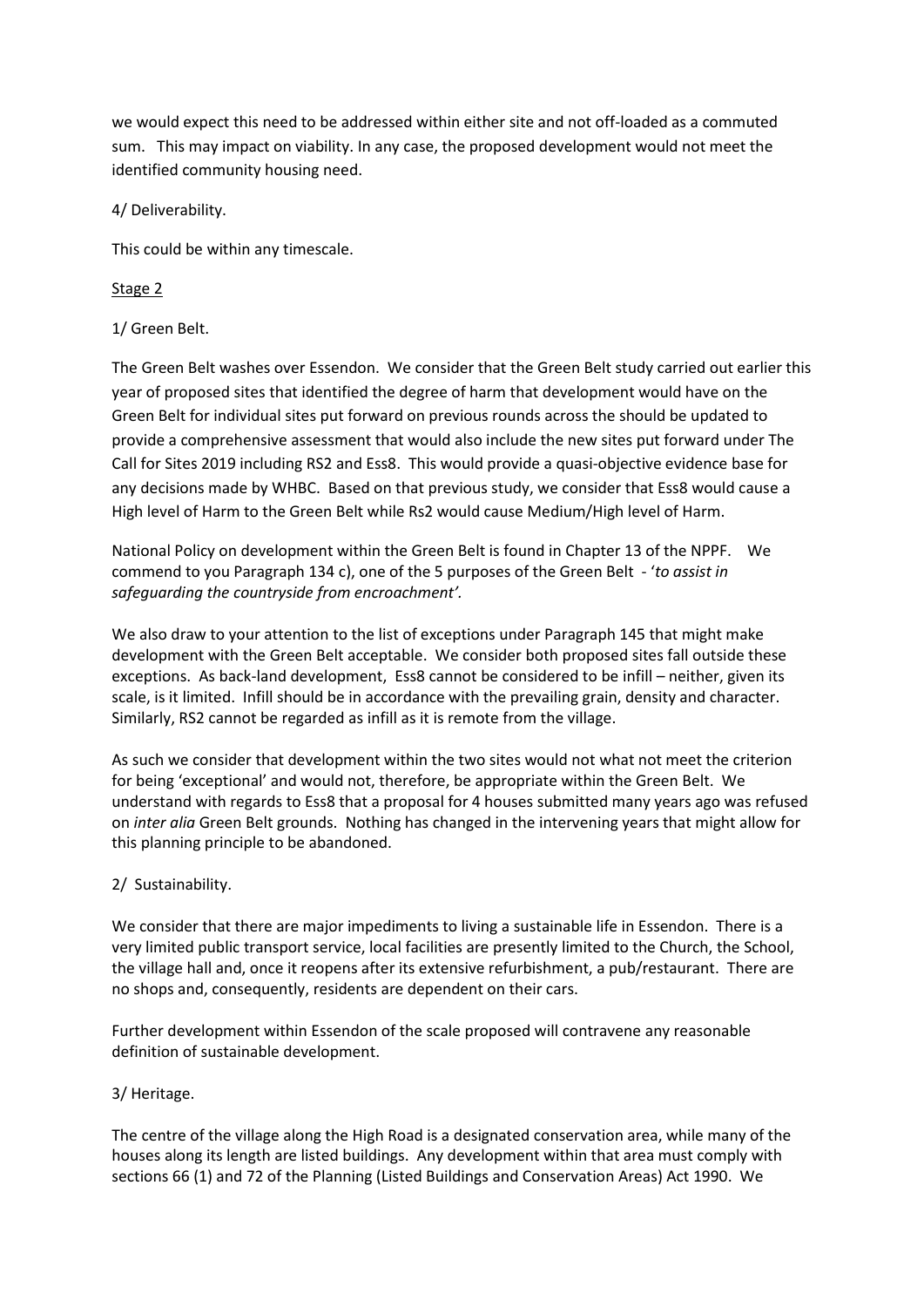we would expect this need to be addressed within either site and not off-loaded as a commuted sum. This may impact on viability. In any case, the proposed development would not meet the identified community housing need.

4/ Deliverability.

This could be within any timescale.

<u>Stage 2</u>

1/ Green Belt.

The Green Belt washes over Essendon. We consider that the Green Belt study carried out earlier this year of proposed sites that identified the degree of harm that development would have on the Green Belt for individual sites put forward on previous rounds across the should be updated to provide a comprehensive assessment that would also include the new sites put forward under The Call for Sites 2019 including RS2 and Ess8. This would provide a quasi-objective evidence base for any decisions made by WHBC. Based on that previous study, we consider that Ess8 would cause a High level of Harm to the Green Belt while Rs2 would cause Medium/High level of Harm.

National Policy on development within the Green Belt is found in Chapter 13 of the NPPF. We commend to you Paragraph 134 c), one of the 5 purposes of the Green Belt - '*to assist in safeguarding the countryside from encroachment'.*

We also draw to your attention to the list of exceptions under Paragraph 145 that might make development with the Green Belt acceptable. We consider both proposed sites fall outside these exceptions. As back-land development, Ess8 cannot be considered to be infill – neither, given its scale, is it limited. Infill should be in accordance with the prevailing grain, density and character. Similarly, RS2 cannot be regarded as infill as it is remote from the village.

As such we consider that development within the two sites would not what not meet the criterion for being 'exceptional' and would not, therefore, be appropriate within the Green Belt. We understand with regards to Ess8 that a proposal for 4 houses submitted many years ago was refused on *inter alia* Green Belt grounds. Nothing has changed in the intervening years that might allow for this planning principle to be abandoned.

2/ Sustainability.

We consider that there are major impediments to living a sustainable life in Essendon. There is a very limited public transport service, local facilities are presently limited to the Church, the School, the village hall and, once it reopens after its extensive refurbishment, a pub/restaurant. There are no shops and, consequently, residents are dependent on their cars.

Further development within Essendon of the scale proposed will contravene any reasonable definition of sustainable development.

3/ Heritage.

The centre of the village along the High Road is a designated conservation area, while many of the houses along its length are listed buildings. Any development within that area must comply with sections 66 (1) and 72 of the Planning (Listed Buildings and Conservation Areas) Act 1990. We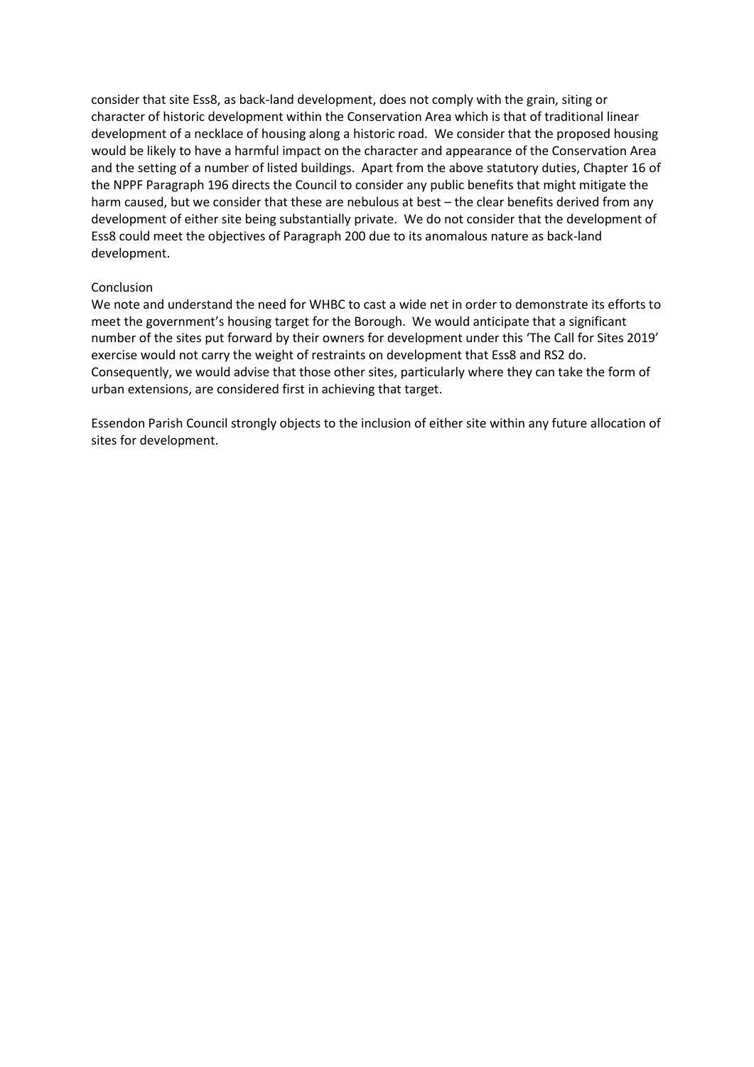consider that site Ess8, as back-land development, does not comply with the grain, siting or character of historic development within the Conservation Area which is that of traditional linear development of a necklace of housing along a historic road. We consider that the proposed housing would be likely to have a harmful impact on the character and appearance of the Conservation Area and the setting of a number of listed buildings. Apart from the above statutory duties, Chapter 16 of the NPPF Paragraph 196 directs the Council to consider any public benefits that might mitigate the harm caused, but we consider that these are nebulous at best – the clear benefits derived from any development of either site being substantially private. We do not consider that the development of Ess8 could meet the objectives of Paragraph 200 due to its anomalous nature as back-land development.

Conclusion

We note and understand the need for WHBC to cast a wide net in order to demonstrate its efforts to meet the government's housing target for the Borough. We would anticipate that a significant number of the sites put forward by their owners for development under this 'The Call for Sites 2019' exercise would not carry the weight of restraints on development that Ess8 and RS2 do. Consequently, we would advise that those other sites, particularly where they can take the form of urban extensions, are considered first in achieving that target.

Essendon Parish Council strongly objects to the inclusion of either site within any future allocation of sites for development.